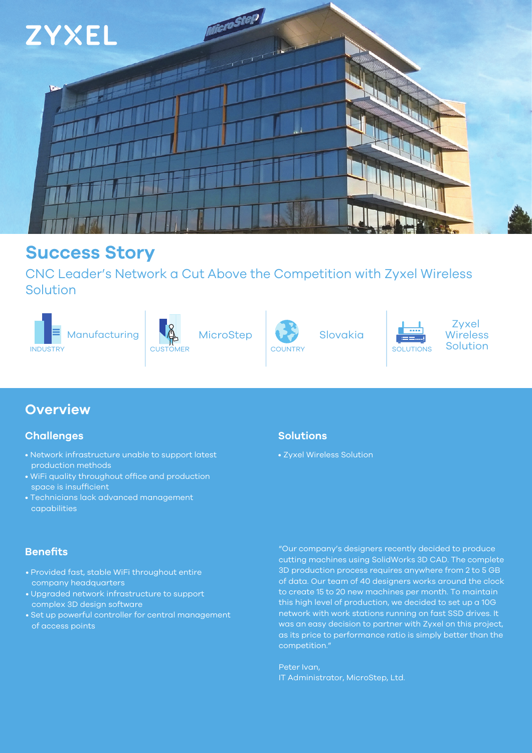ZYXEL

# Success Story

CNC Leader's Network a Cut Above the Competition with Zyxel Wireless Solution

| INDUSTRY | CUSTOMER | COUNTRY | SOLUTIONS |
| --- | --- | --- | --- |
| Manufacturing | MicroStep | Slovakia | Zyxel Wireless Solution |

## Overview

### Challenges

- Network infrastructure unable to support latest production methods
- WiFi quality throughout office and production space is insufficient
- Technicians lack advanced management capabilities

### Solutions

- Zyxel Wireless Solution

### Benefits

- Provided fast, stable WiFi throughout entire company headquarters
- Upgraded network infrastructure to support complex 3D design software
- Set up powerful controller for central management of access points

"Our company's designers recently decided to produce cutting machines using SolidWorks 3D CAD. The complete 3D production process requires anywhere from 2 to 5 GB of data. Our team of 40 designers works around the clock to create 15 to 20 new machines per month. To maintain this high level of production, we decided to set up a 10G network with work stations running on fast SSD drives. It was an easy decision to partner with Zyxel on this project, as its price to performance ratio is simply better than the competition."

Peter Ivan,
IT Administrator, MicroStep, Ltd.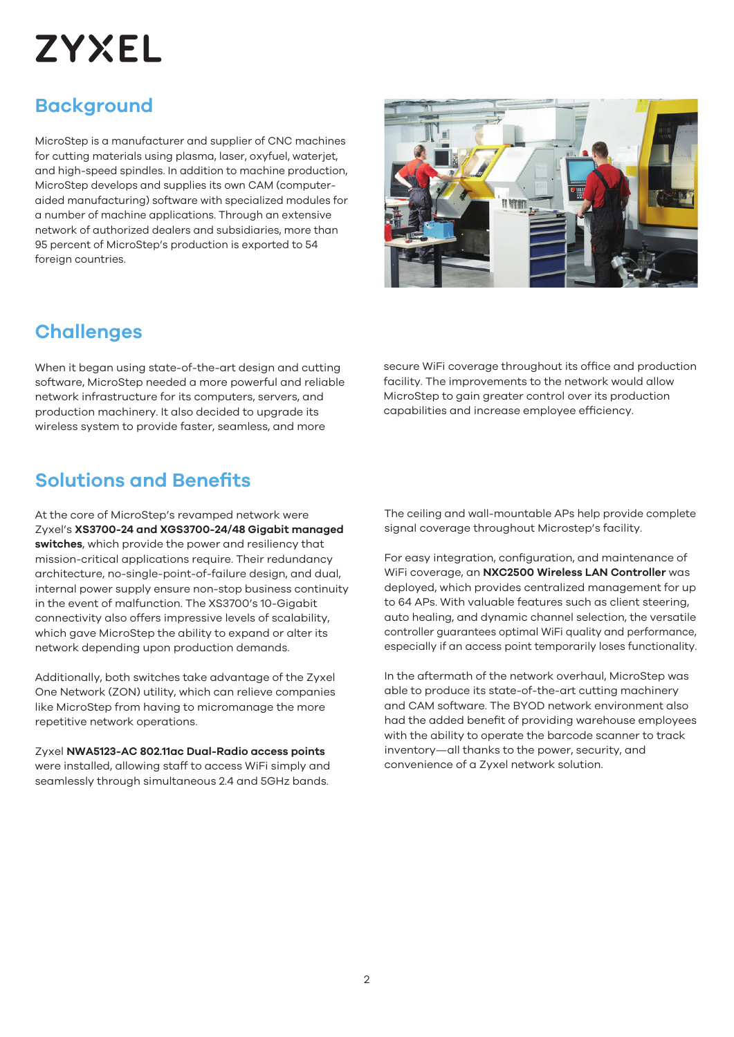ZYXEL

## Background

MicroStep is a manufacturer and supplier of CNC machines for cutting materials using plasma, laser, oxyfuel, waterjet, and high-speed spindles. In addition to machine production, MicroStep develops and supplies its own CAM (computer-aided manufacturing) software with specialized modules for a number of machine applications. Through an extensive network of authorized dealers and subsidiaries, more than 95 percent of MicroStep's production is exported to 54 foreign countries.

## Challenges

When it began using state-of-the-art design and cutting software, MicroStep needed a more powerful and reliable network infrastructure for its computers, servers, and production machinery. It also decided to upgrade its wireless system to provide faster, seamless, and more secure WiFi coverage throughout its office and production facility. The improvements to the network would allow MicroStep to gain greater control over its production capabilities and increase employee efficiency.

## Solutions and Benefits

At the core of MicroStep's revamped network were Zyxel's **XS3700-24 and XGS3700-24/48 Gigabit managed switches**, which provide the power and resiliency that mission-critical applications require. Their redundancy architecture, no-single-point-of-failure design, and dual, internal power supply ensure non-stop business continuity in the event of malfunction. The XS3700's 10-Gigabit connectivity also offers impressive levels of scalability, which gave MicroStep the ability to expand or alter its network depending upon production demands.

Additionally, both switches take advantage of the Zyxel One Network (ZON) utility, which can relieve companies like MicroStep from having to micromanage the more repetitive network operations.

Zyxel **NWA5123-AC 802.11ac Dual-Radio access points** were installed, allowing staff to access WiFi simply and seamlessly through simultaneous 2.4 and 5GHz bands. The ceiling and wall-mountable APs help provide complete signal coverage throughout Microstep's facility.

For easy integration, configuration, and maintenance of WiFi coverage, an **NXC2500 Wireless LAN Controller** was deployed, which provides centralized management for up to 64 APs. With valuable features such as client steering, auto healing, and dynamic channel selection, the versatile controller guarantees optimal WiFi quality and performance, especially if an access point temporarily loses functionality.

In the aftermath of the network overhaul, MicroStep was able to produce its state-of-the-art cutting machinery and CAM software. The BYOD network environment also had the added benefit of providing warehouse employees with the ability to operate the barcode scanner to track inventory—all thanks to the power, security, and convenience of a Zyxel network solution.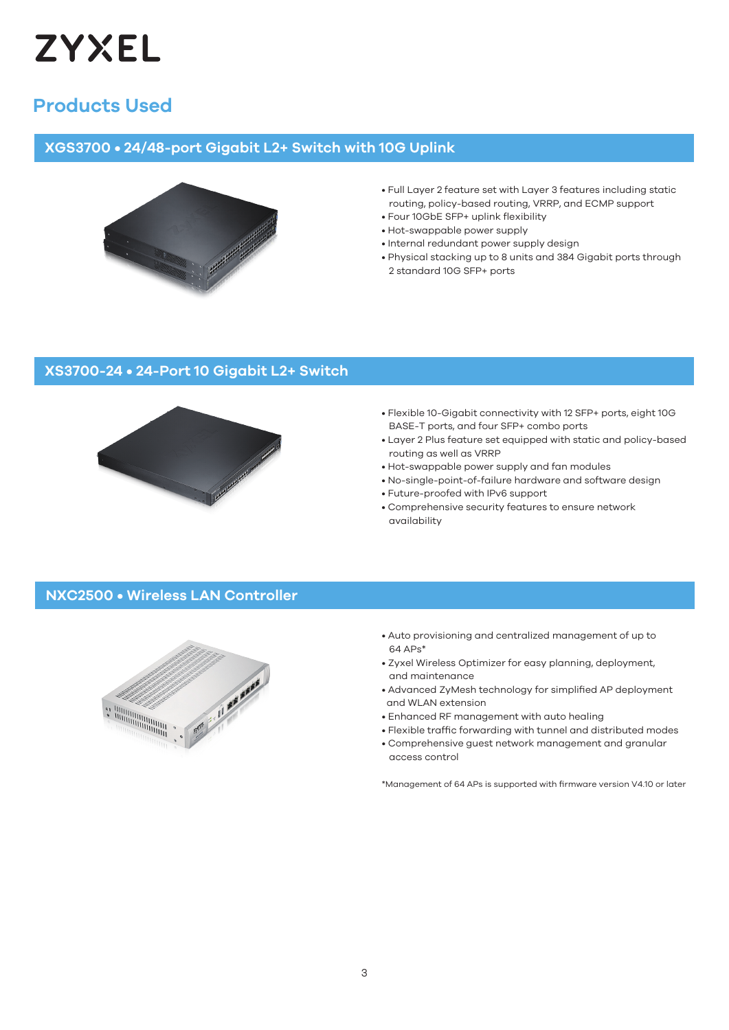## Products Used

### XGS3700 • 24/48-port Gigabit L2+ Switch with 10G Uplink

- Full Layer 2 feature set with Layer 3 features including static routing, policy-based routing, VRRP, and ECMP support
- Four 10GbE SFP+ uplink flexibility
- Hot-swappable power supply
- Internal redundant power supply design
- Physical stacking up to 8 units and 384 Gigabit ports through 2 standard 10G SFP+ ports

### XS3700-24 • 24-Port 10 Gigabit L2+ Switch

- Flexible 10-Gigabit connectivity with 12 SFP+ ports, eight 10G BASE-T ports, and four SFP+ combo ports
- Layer 2 Plus feature set equipped with static and policy-based routing as well as VRRP
- Hot-swappable power supply and fan modules
- No-single-point-of-failure hardware and software design
- Future-proofed with IPv6 support
- Comprehensive security features to ensure network availability

### NXC2500 • Wireless LAN Controller

- Auto provisioning and centralized management of up to 64 APs*
- Zyxel Wireless Optimizer for easy planning, deployment, and maintenance
- Advanced ZyMesh technology for simplified AP deployment and WLAN extension
- Enhanced RF management with auto healing
- Flexible traffic forwarding with tunnel and distributed modes
- Comprehensive guest network management and granular access control

*Management of 64 APs is supported with firmware version V4.10 or later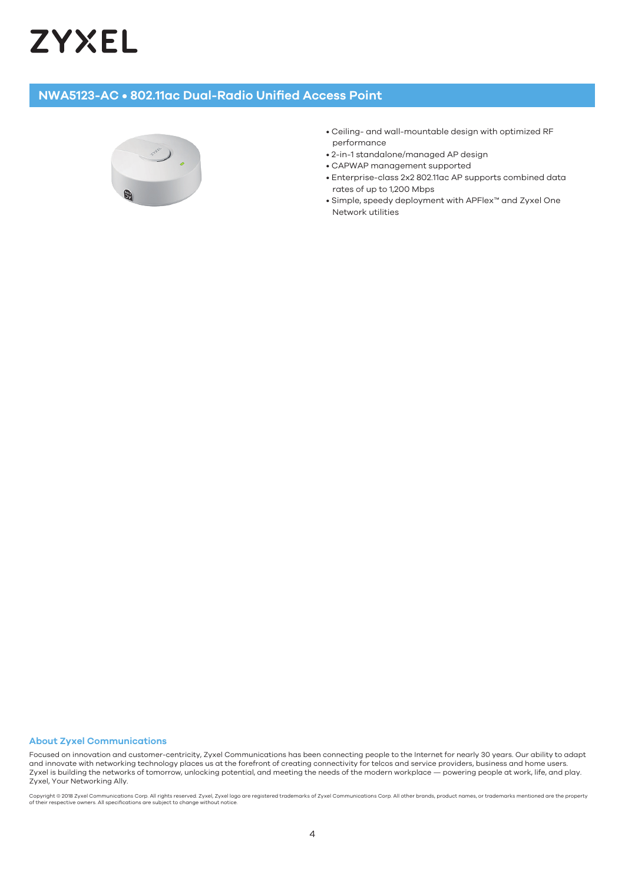# ZYXEL

## NWA5123-AC • 802.11ac Dual-Radio Unified Access Point

- Ceiling- and wall-mountable design with optimized RF performance
- 2-in-1 standalone/managed AP design
- CAPWAP management supported
- Enterprise-class 2x2 802.11ac AP supports combined data rates of up to 1,200 Mbps
- Simple, speedy deployment with APFlex™ and Zyxel One Network utilities

### About Zyxel Communications

Focused on innovation and customer-centricity, Zyxel Communications has been connecting people to the Internet for nearly 30 years. Our ability to adapt and innovate with networking technology places us at the forefront of creating connectivity for telcos and service providers, business and home users. Zyxel is building the networks of tomorrow, unlocking potential, and meeting the needs of the modern workplace — powering people at work, life, and play. Zyxel, Your Networking Ally.

Copyright © 2018 Zyxel Communications Corp. All rights reserved. Zyxel, Zyxel logo are registered trademarks of Zyxel Communications Corp. All other brands, product names, or trademarks mentioned are the property of their respective owners. All specifications are subject to change without notice.